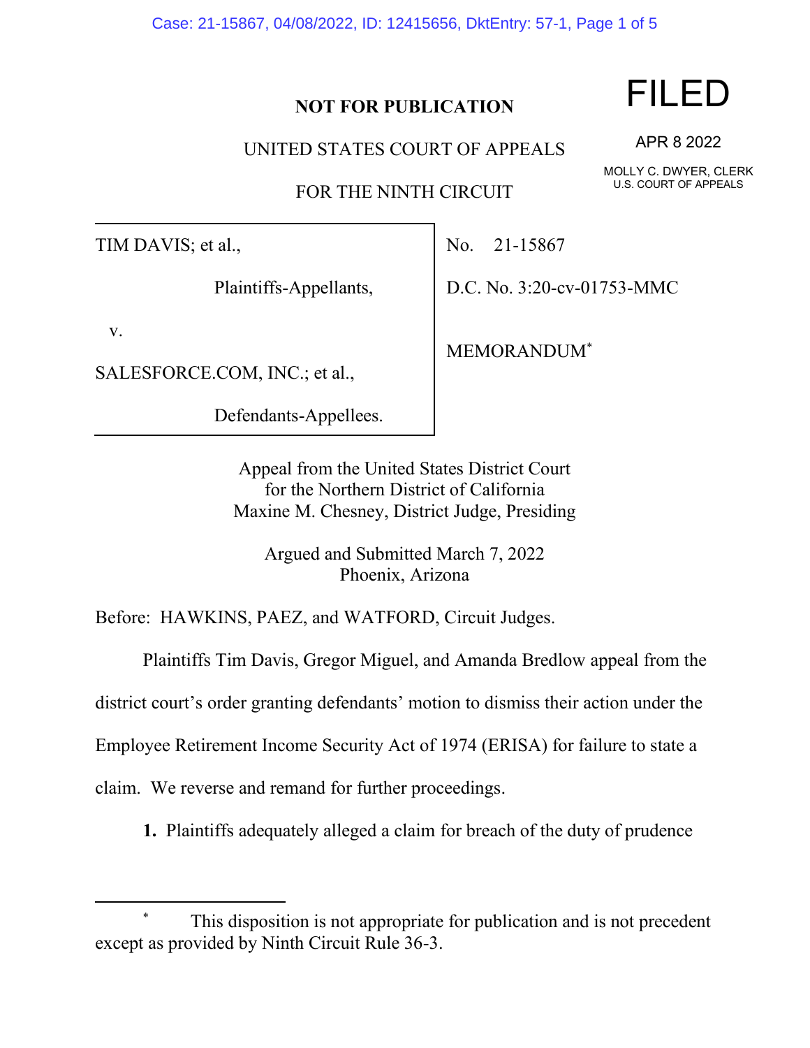**NOT FOR PUBLICATION**

**FILED**

APR 8 2022

MOLLY C. DWYER, CLERK
U.S. COURT OF APPEALS

UNITED STATES COURT OF APPEALS

FOR THE NINTH CIRCUIT

| | |
|---|---|
| TIM DAVIS; et al., Plaintiffs-Appellants, v. SALESFORCE.COM, INC.; et al., Defendants-Appellees. | No. 21-15867 D.C. No. 3:20-cv-01753-MMC MEMORANDUM* |

Appeal from the United States District Court
for the Northern District of California
Maxine M. Chesney, District Judge, Presiding

Argued and Submitted March 7, 2022
Phoenix, Arizona

Before: HAWKINS, PAEZ, and WATFORD, Circuit Judges.

Plaintiffs Tim Davis, Gregor Miguel, and Amanda Bredlow appeal from the district court's order granting defendants' motion to dismiss their action under the Employee Retirement Income Security Act of 1974 (ERISA) for failure to state a claim. We reverse and remand for further proceedings.

**1.** Plaintiffs adequately alleged a claim for breach of the duty of prudence

---

\* This disposition is not appropriate for publication and is not precedent except as provided by Ninth Circuit Rule 36-3.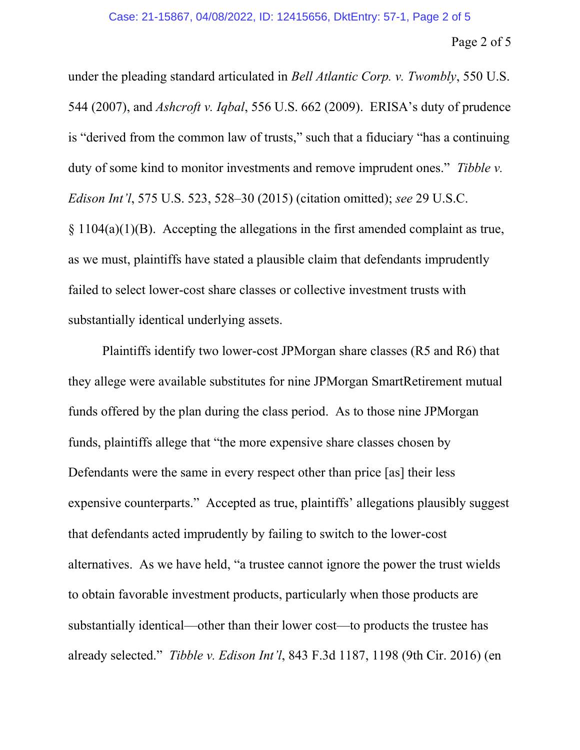under the pleading standard articulated in *Bell Atlantic Corp. v. Twombly*, 550 U.S. 544 (2007), and *Ashcroft v. Iqbal*, 556 U.S. 662 (2009). ERISA's duty of prudence is "derived from the common law of trusts," such that a fiduciary "has a continuing duty of some kind to monitor investments and remove imprudent ones." *Tibble v. Edison Int'l*, 575 U.S. 523, 528–30 (2015) (citation omitted); *see* 29 U.S.C. § 1104(a)(1)(B). Accepting the allegations in the first amended complaint as true, as we must, plaintiffs have stated a plausible claim that defendants imprudently failed to select lower-cost share classes or collective investment trusts with substantially identical underlying assets.

Plaintiffs identify two lower-cost JPMorgan share classes (R5 and R6) that they allege were available substitutes for nine JPMorgan SmartRetirement mutual funds offered by the plan during the class period. As to those nine JPMorgan funds, plaintiffs allege that "the more expensive share classes chosen by Defendants were the same in every respect other than price [as] their less expensive counterparts." Accepted as true, plaintiffs' allegations plausibly suggest that defendants acted imprudently by failing to switch to the lower-cost alternatives. As we have held, "a trustee cannot ignore the power the trust wields to obtain favorable investment products, particularly when those products are substantially identical—other than their lower cost—to products the trustee has already selected." *Tibble v. Edison Int'l*, 843 F.3d 1187, 1198 (9th Cir. 2016) (en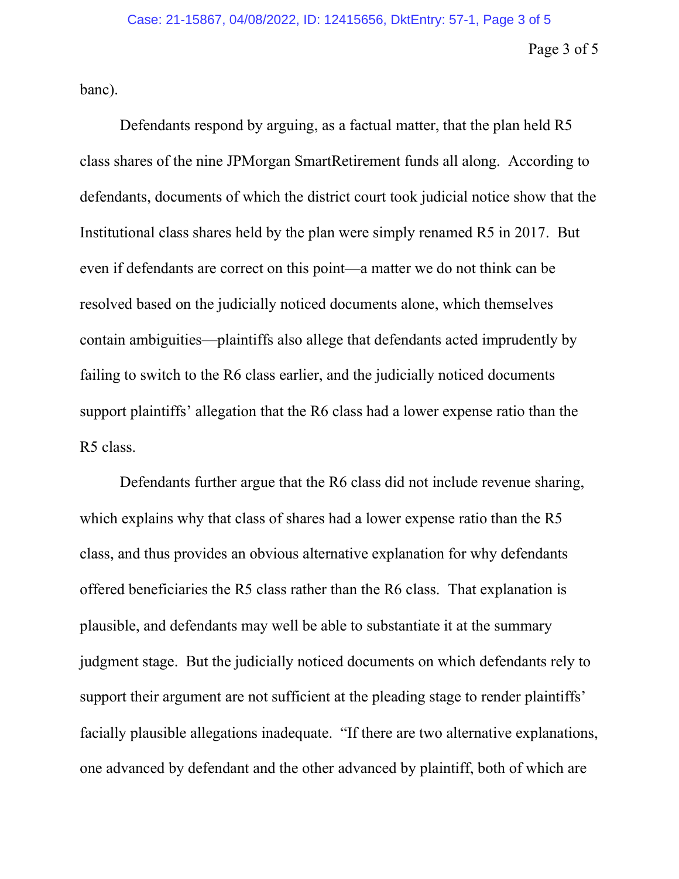banc).

Defendants respond by arguing, as a factual matter, that the plan held R5 class shares of the nine JPMorgan SmartRetirement funds all along. According to defendants, documents of which the district court took judicial notice show that the Institutional class shares held by the plan were simply renamed R5 in 2017. But even if defendants are correct on this point—a matter we do not think can be resolved based on the judicially noticed documents alone, which themselves contain ambiguities—plaintiffs also allege that defendants acted imprudently by failing to switch to the R6 class earlier, and the judicially noticed documents support plaintiffs' allegation that the R6 class had a lower expense ratio than the R5 class.

Defendants further argue that the R6 class did not include revenue sharing, which explains why that class of shares had a lower expense ratio than the R5 class, and thus provides an obvious alternative explanation for why defendants offered beneficiaries the R5 class rather than the R6 class. That explanation is plausible, and defendants may well be able to substantiate it at the summary judgment stage. But the judicially noticed documents on which defendants rely to support their argument are not sufficient at the pleading stage to render plaintiffs' facially plausible allegations inadequate. "If there are two alternative explanations, one advanced by defendant and the other advanced by plaintiff, both of which are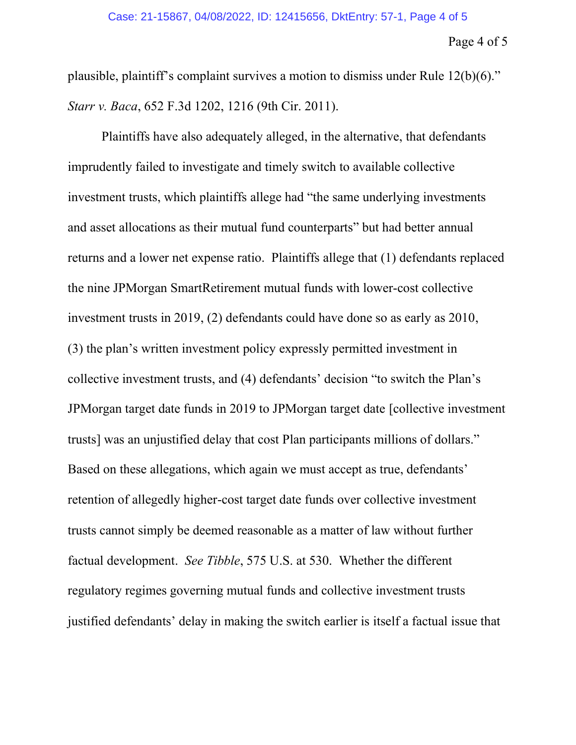plausible, plaintiff's complaint survives a motion to dismiss under Rule 12(b)(6)." *Starr v. Baca*, 652 F.3d 1202, 1216 (9th Cir. 2011).

Plaintiffs have also adequately alleged, in the alternative, that defendants imprudently failed to investigate and timely switch to available collective investment trusts, which plaintiffs allege had "the same underlying investments and asset allocations as their mutual fund counterparts" but had better annual returns and a lower net expense ratio. Plaintiffs allege that (1) defendants replaced the nine JPMorgan SmartRetirement mutual funds with lower-cost collective investment trusts in 2019, (2) defendants could have done so as early as 2010, (3) the plan's written investment policy expressly permitted investment in collective investment trusts, and (4) defendants' decision "to switch the Plan's JPMorgan target date funds in 2019 to JPMorgan target date [collective investment trusts] was an unjustified delay that cost Plan participants millions of dollars." Based on these allegations, which again we must accept as true, defendants' retention of allegedly higher-cost target date funds over collective investment trusts cannot simply be deemed reasonable as a matter of law without further factual development. *See Tibble*, 575 U.S. at 530. Whether the different regulatory regimes governing mutual funds and collective investment trusts justified defendants' delay in making the switch earlier is itself a factual issue that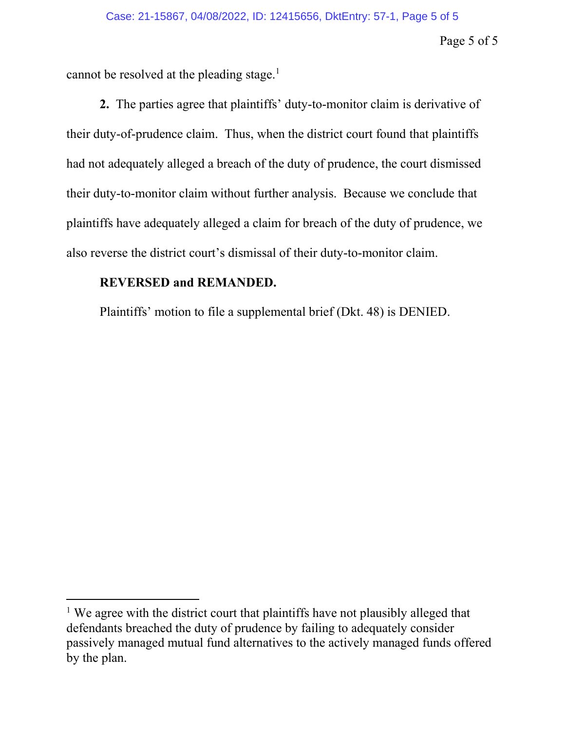cannot be resolved at the pleading stage.[1]

**2.** The parties agree that plaintiffs' duty-to-monitor claim is derivative of their duty-of-prudence claim. Thus, when the district court found that plaintiffs had not adequately alleged a breach of the duty of prudence, the court dismissed their duty-to-monitor claim without further analysis. Because we conclude that plaintiffs have adequately alleged a claim for breach of the duty of prudence, we also reverse the district court's dismissal of their duty-to-monitor claim.

**REVERSED and REMANDED.**

Plaintiffs' motion to file a supplemental brief (Dkt. 48) is DENIED.

---

[1] We agree with the district court that plaintiffs have not plausibly alleged that defendants breached the duty of prudence by failing to adequately consider passively managed mutual fund alternatives to the actively managed funds offered by the plan.